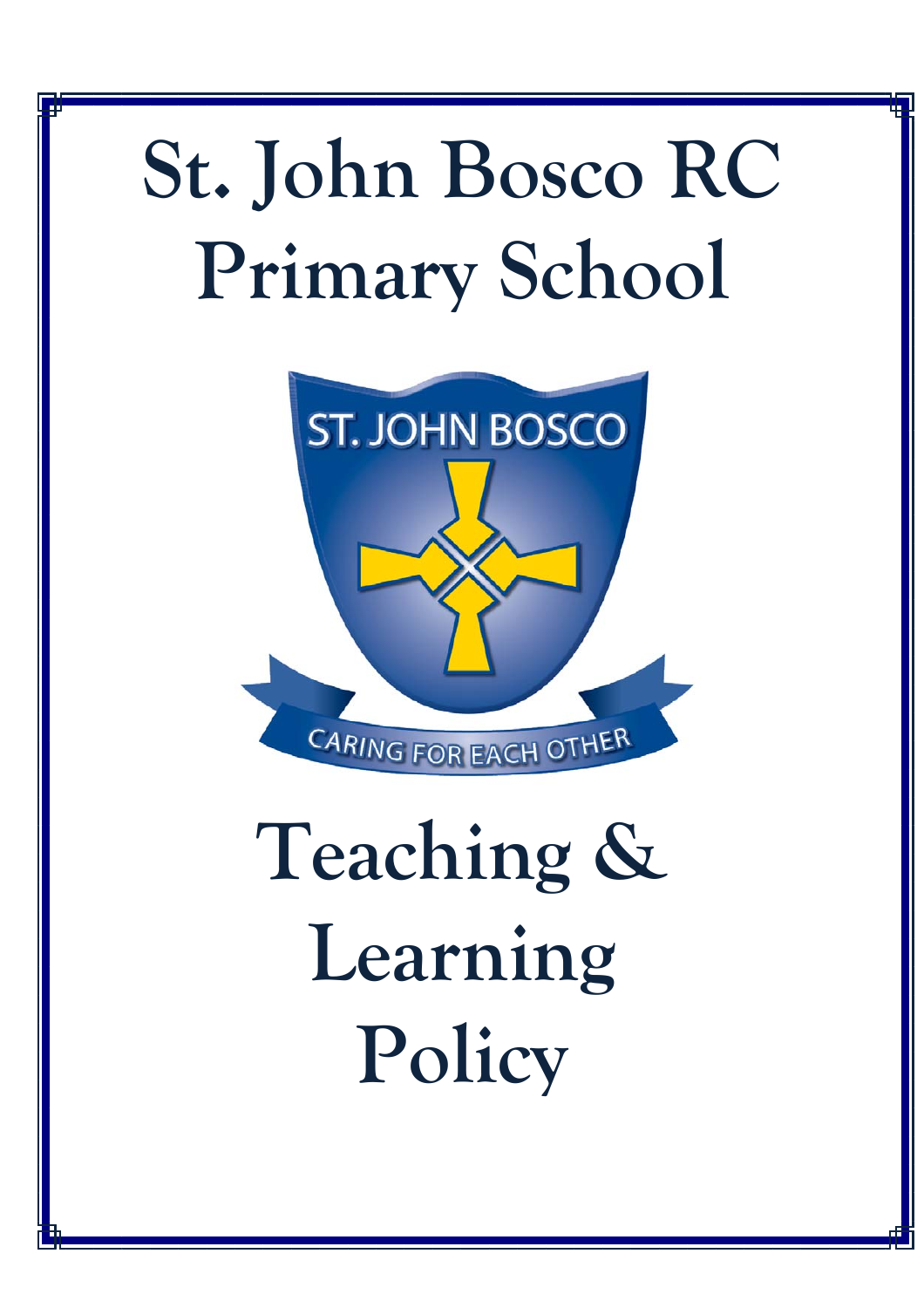# St. John Bosco RC Primary School

ST. JOHN BOSCO

CARING FOR EACH OTHER

# Teaching & Learning Policy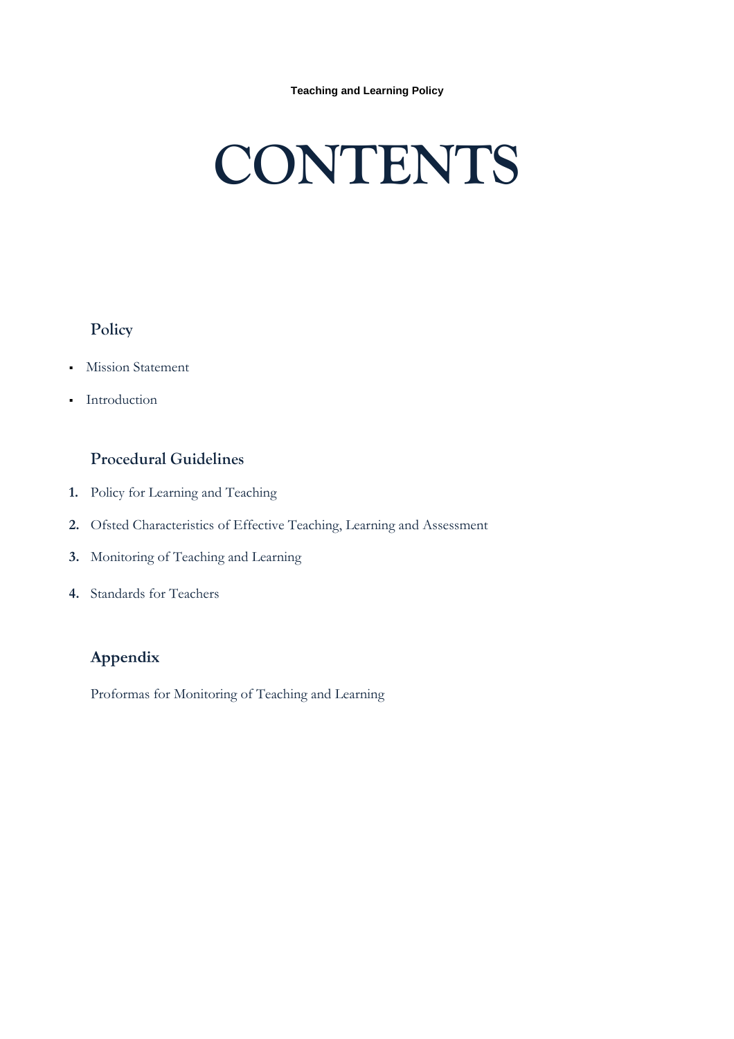# CONTENTS

## Policy

- Mission Statement
- Introduction

## Procedural Guidelines

1. Policy for Learning and Teaching
2. Ofsted Characteristics of Effective Teaching, Learning and Assessment
3. Monitoring of Teaching and Learning
4. Standards for Teachers

## Appendix

Proformas for Monitoring of Teaching and Learning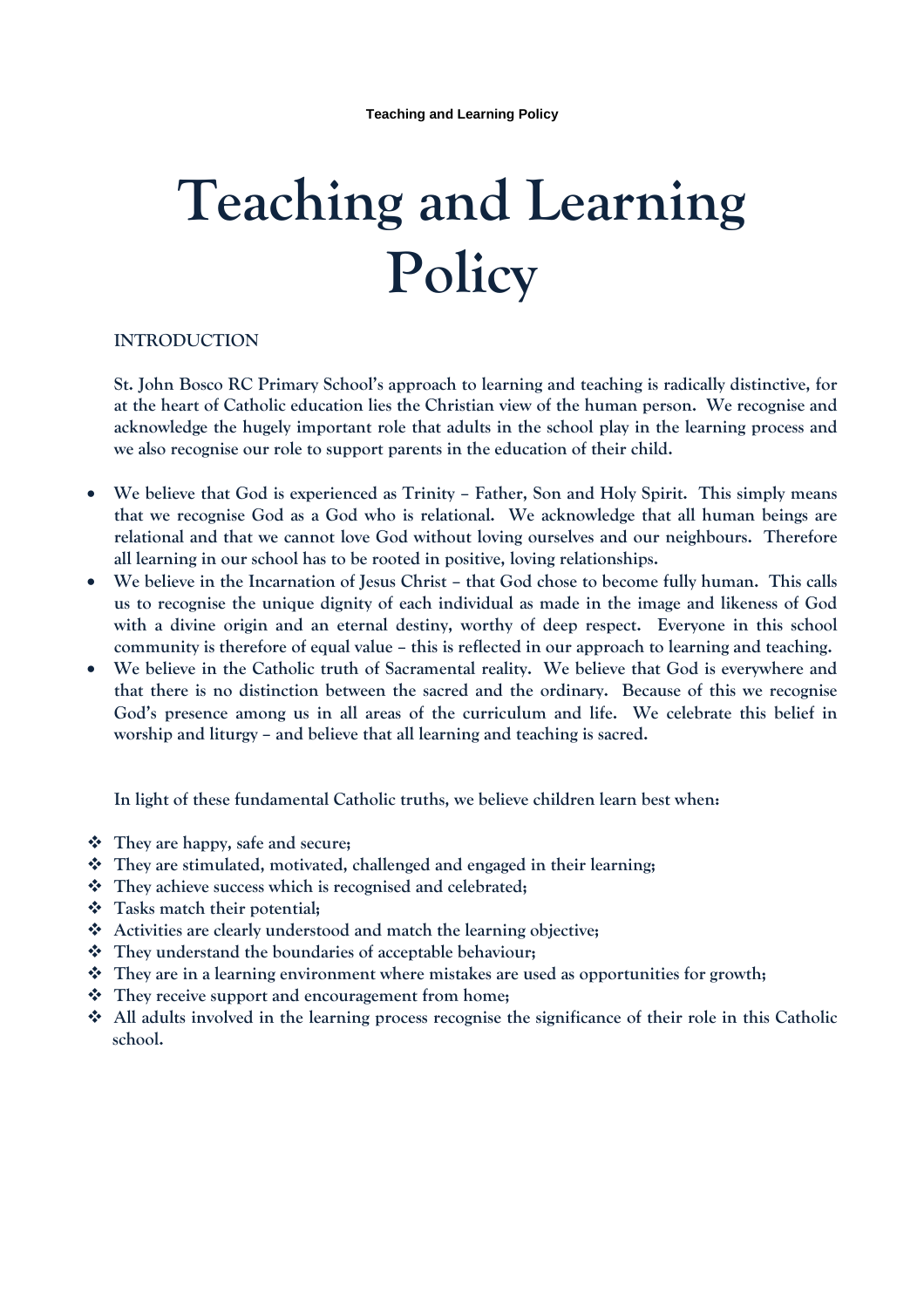# Teaching and Learning Policy

## INTRODUCTION

St. John Bosco RC Primary School's approach to learning and teaching is radically distinctive, for at the heart of Catholic education lies the Christian view of the human person. We recognise and acknowledge the hugely important role that adults in the school play in the learning process and we also recognise our role to support parents in the education of their child.

- We believe that God is experienced as Trinity – Father, Son and Holy Spirit. This simply means that we recognise God as a God who is relational. We acknowledge that all human beings are relational and that we cannot love God without loving ourselves and our neighbours. Therefore all learning in our school has to be rooted in positive, loving relationships.
- We believe in the Incarnation of Jesus Christ – that God chose to become fully human. This calls us to recognise the unique dignity of each individual as made in the image and likeness of God with a divine origin and an eternal destiny, worthy of deep respect. Everyone in this school community is therefore of equal value – this is reflected in our approach to learning and teaching.
- We believe in the Catholic truth of Sacramental reality. We believe that God is everywhere and that there is no distinction between the sacred and the ordinary. Because of this we recognise God's presence among us in all areas of the curriculum and life. We celebrate this belief in worship and liturgy – and believe that all learning and teaching is sacred.

In light of these fundamental Catholic truths, we believe children learn best when:

- They are happy, safe and secure;
- They are stimulated, motivated, challenged and engaged in their learning;
- They achieve success which is recognised and celebrated;
- Tasks match their potential;
- Activities are clearly understood and match the learning objective;
- They understand the boundaries of acceptable behaviour;
- They are in a learning environment where mistakes are used as opportunities for growth;
- They receive support and encouragement from home;
- All adults involved in the learning process recognise the significance of their role in this Catholic school.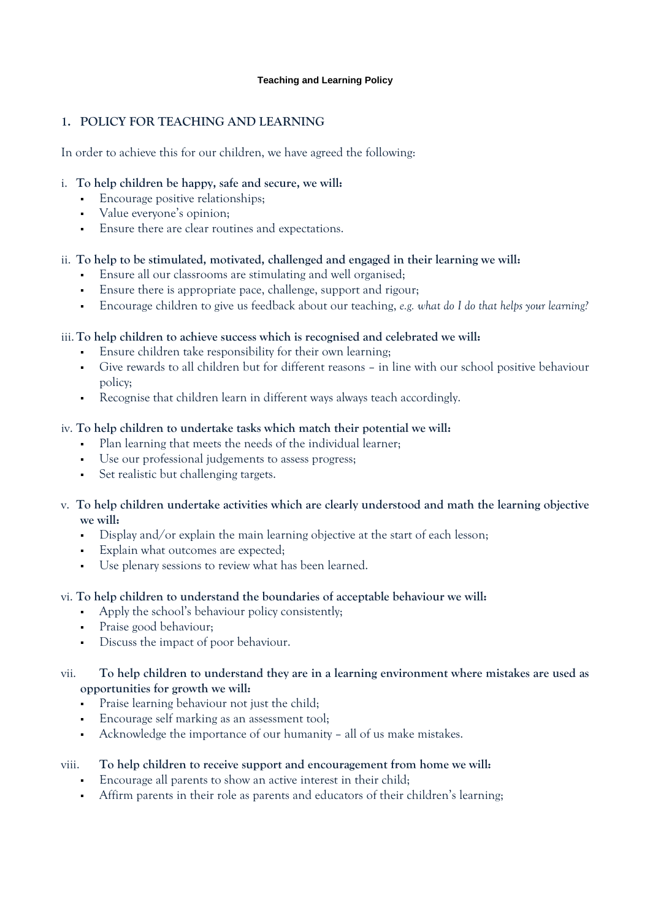**Teaching and Learning Policy**

## 1. POLICY FOR TEACHING AND LEARNING

In order to achieve this for our children, we have agreed the following:

i. **To help children be happy, safe and secure, we will:**

- Encourage positive relationships;
- Value everyone's opinion;
- Ensure there are clear routines and expectations.

ii. **To help to be stimulated, motivated, challenged and engaged in their learning we will:**

- Ensure all our classrooms are stimulating and well organised;
- Ensure there is appropriate pace, challenge, support and rigour;
- Encourage children to give us feedback about our teaching, *e.g. what do I do that helps your learning?*

iii. **To help children to achieve success which is recognised and celebrated we will:**

- Ensure children take responsibility for their own learning;
- Give rewards to all children but for different reasons – in line with our school positive behaviour policy;
- Recognise that children learn in different ways always teach accordingly.

iv. **To help children to undertake tasks which match their potential we will:**

- Plan learning that meets the needs of the individual learner;
- Use our professional judgements to assess progress;
- Set realistic but challenging targets.

v. **To help children undertake activities which are clearly understood and math the learning objective we will:**

- Display and/or explain the main learning objective at the start of each lesson;
- Explain what outcomes are expected;
- Use plenary sessions to review what has been learned.

vi. **To help children to understand the boundaries of acceptable behaviour we will:**

- Apply the school's behaviour policy consistently;
- Praise good behaviour;
- Discuss the impact of poor behaviour.

vii. **To help children to understand they are in a learning environment where mistakes are used as opportunities for growth we will:**

- Praise learning behaviour not just the child;
- Encourage self marking as an assessment tool;
- Acknowledge the importance of our humanity – all of us make mistakes.

viii. **To help children to receive support and encouragement from home we will:**

- Encourage all parents to show an active interest in their child;
- Affirm parents in their role as parents and educators of their children's learning;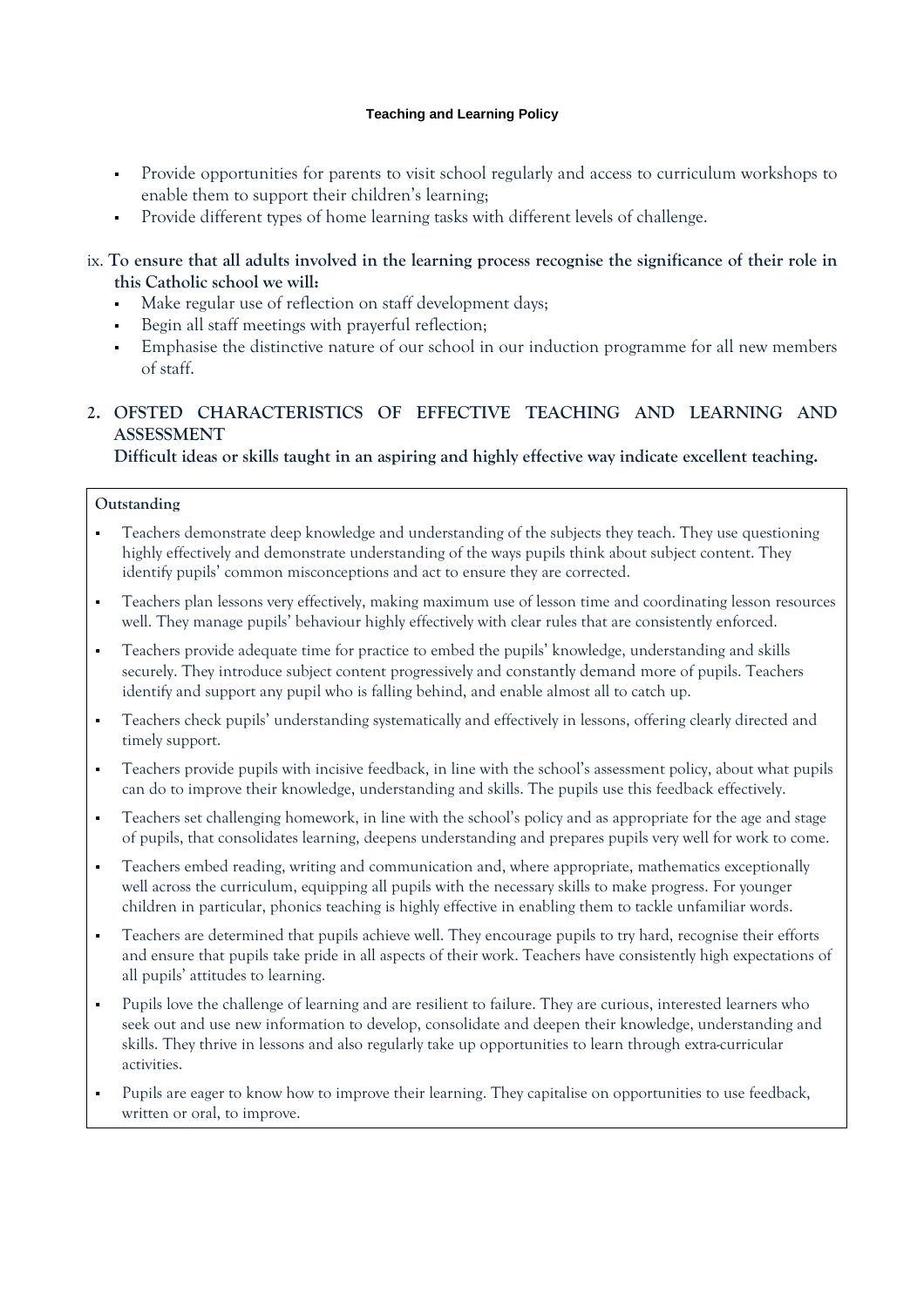- Provide opportunities for parents to visit school regularly and access to curriculum workshops to enable them to support their children's learning;
- Provide different types of home learning tasks with different levels of challenge.

ix. **To ensure that all adults involved in the learning process recognise the significance of their role in this Catholic school we will:**

- Make regular use of reflection on staff development days;
- Begin all staff meetings with prayerful reflection;
- Emphasise the distinctive nature of our school in our induction programme for all new members of staff.

## 2. OFSTED CHARACTERISTICS OF EFFECTIVE TEACHING AND LEARNING AND ASSESSMENT

**Difficult ideas or skills taught in an aspiring and highly effective way indicate excellent teaching.**

**Outstanding**

- Teachers demonstrate deep knowledge and understanding of the subjects they teach. They use questioning highly effectively and demonstrate understanding of the ways pupils think about subject content. They identify pupils' common misconceptions and act to ensure they are corrected.
- Teachers plan lessons very effectively, making maximum use of lesson time and coordinating lesson resources well. They manage pupils' behaviour highly effectively with clear rules that are consistently enforced.
- Teachers provide adequate time for practice to embed the pupils' knowledge, understanding and skills securely. They introduce subject content progressively and constantly demand more of pupils. Teachers identify and support any pupil who is falling behind, and enable almost all to catch up.
- Teachers check pupils' understanding systematically and effectively in lessons, offering clearly directed and timely support.
- Teachers provide pupils with incisive feedback, in line with the school's assessment policy, about what pupils can do to improve their knowledge, understanding and skills. The pupils use this feedback effectively.
- Teachers set challenging homework, in line with the school's policy and as appropriate for the age and stage of pupils, that consolidates learning, deepens understanding and prepares pupils very well for work to come.
- Teachers embed reading, writing and communication and, where appropriate, mathematics exceptionally well across the curriculum, equipping all pupils with the necessary skills to make progress. For younger children in particular, phonics teaching is highly effective in enabling them to tackle unfamiliar words.
- Teachers are determined that pupils achieve well. They encourage pupils to try hard, recognise their efforts and ensure that pupils take pride in all aspects of their work. Teachers have consistently high expectations of all pupils' attitudes to learning.
- Pupils love the challenge of learning and are resilient to failure. They are curious, interested learners who seek out and use new information to develop, consolidate and deepen their knowledge, understanding and skills. They thrive in lessons and also regularly take up opportunities to learn through extra-curricular activities.
- Pupils are eager to know how to improve their learning. They capitalise on opportunities to use feedback, written or oral, to improve.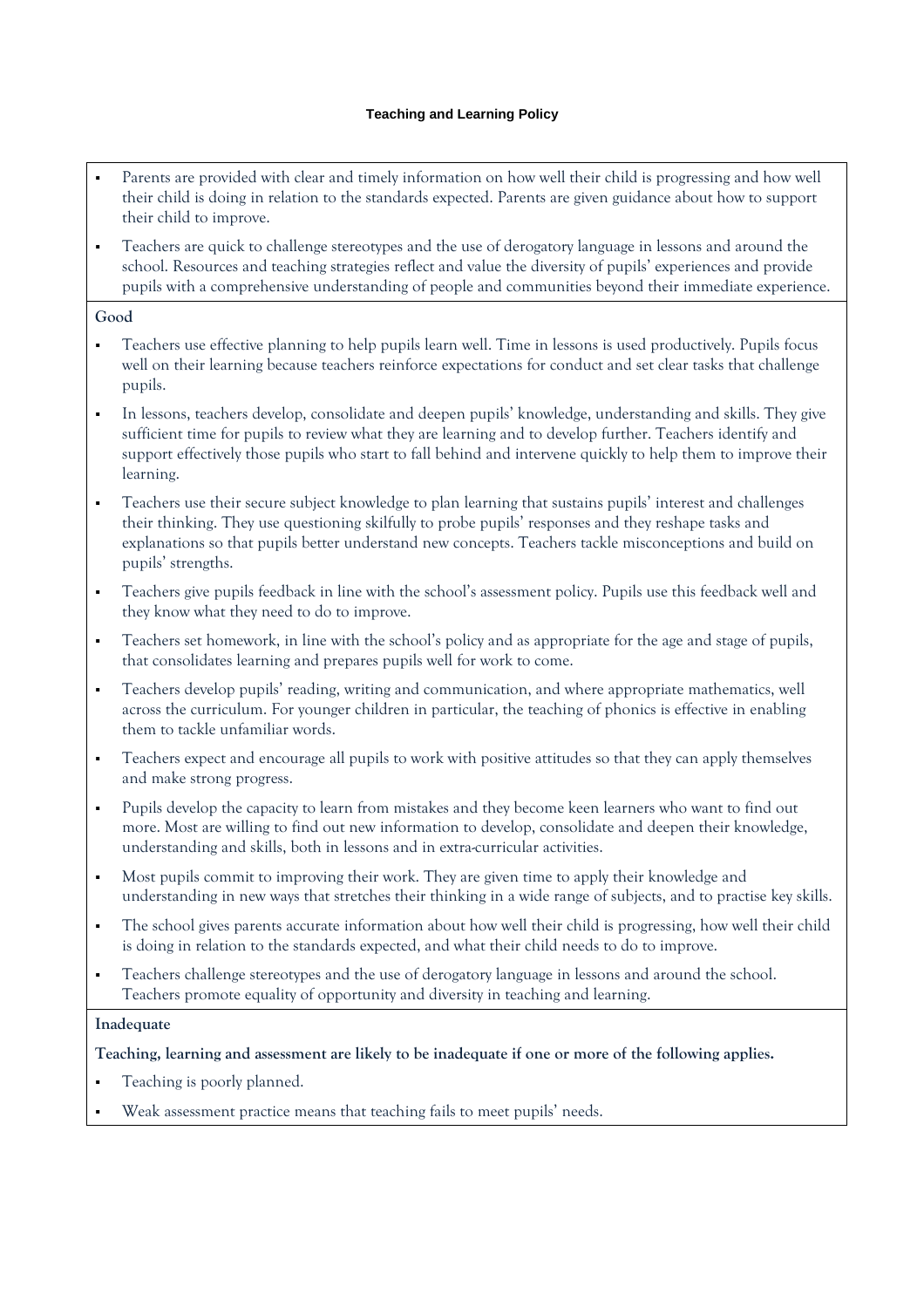- Parents are provided with clear and timely information on how well their child is progressing and how well their child is doing in relation to the standards expected. Parents are given guidance about how to support their child to improve.
- Teachers are quick to challenge stereotypes and the use of derogatory language in lessons and around the school. Resources and teaching strategies reflect and value the diversity of pupils' experiences and provide pupils with a comprehensive understanding of people and communities beyond their immediate experience.

**Good**

- Teachers use effective planning to help pupils learn well. Time in lessons is used productively. Pupils focus well on their learning because teachers reinforce expectations for conduct and set clear tasks that challenge pupils.
- In lessons, teachers develop, consolidate and deepen pupils' knowledge, understanding and skills. They give sufficient time for pupils to review what they are learning and to develop further. Teachers identify and support effectively those pupils who start to fall behind and intervene quickly to help them to improve their learning.
- Teachers use their secure subject knowledge to plan learning that sustains pupils' interest and challenges their thinking. They use questioning skilfully to probe pupils' responses and they reshape tasks and explanations so that pupils better understand new concepts. Teachers tackle misconceptions and build on pupils' strengths.
- Teachers give pupils feedback in line with the school's assessment policy. Pupils use this feedback well and they know what they need to do to improve.
- Teachers set homework, in line with the school's policy and as appropriate for the age and stage of pupils, that consolidates learning and prepares pupils well for work to come.
- Teachers develop pupils' reading, writing and communication, and where appropriate mathematics, well across the curriculum. For younger children in particular, the teaching of phonics is effective in enabling them to tackle unfamiliar words.
- Teachers expect and encourage all pupils to work with positive attitudes so that they can apply themselves and make strong progress.
- Pupils develop the capacity to learn from mistakes and they become keen learners who want to find out more. Most are willing to find out new information to develop, consolidate and deepen their knowledge, understanding and skills, both in lessons and in extra-curricular activities.
- Most pupils commit to improving their work. They are given time to apply their knowledge and understanding in new ways that stretches their thinking in a wide range of subjects, and to practise key skills.
- The school gives parents accurate information about how well their child is progressing, how well their child is doing in relation to the standards expected, and what their child needs to do to improve.
- Teachers challenge stereotypes and the use of derogatory language in lessons and around the school. Teachers promote equality of opportunity and diversity in teaching and learning.

**Inadequate**

**Teaching, learning and assessment are likely to be inadequate if one or more of the following applies.**

- Teaching is poorly planned.
- Weak assessment practice means that teaching fails to meet pupils' needs.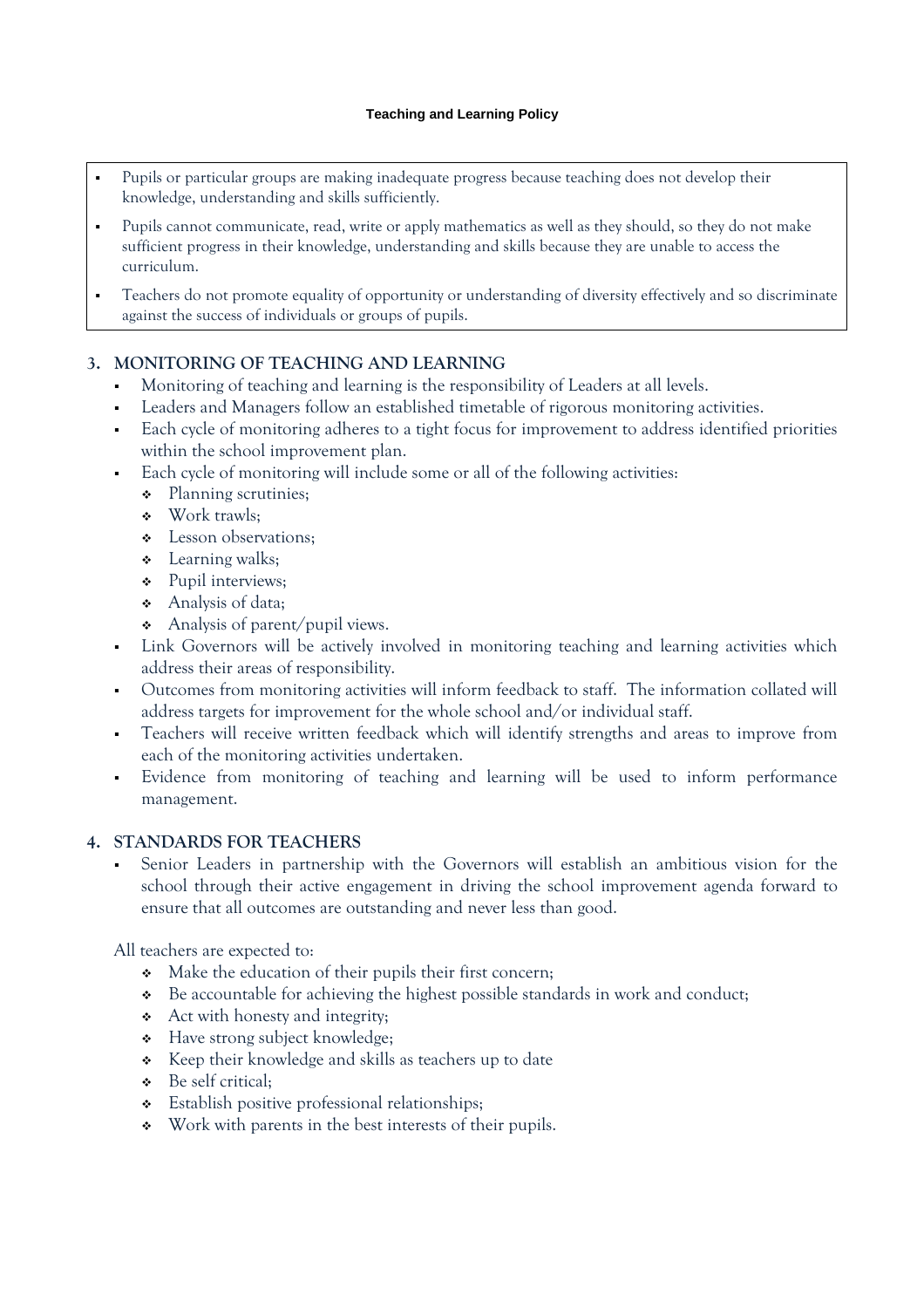- Pupils or particular groups are making inadequate progress because teaching does not develop their knowledge, understanding and skills sufficiently.
- Pupils cannot communicate, read, write or apply mathematics as well as they should, so they do not make sufficient progress in their knowledge, understanding and skills because they are unable to access the curriculum.
- Teachers do not promote equality of opportunity or understanding of diversity effectively and so discriminate against the success of individuals or groups of pupils.

## 3. MONITORING OF TEACHING AND LEARNING

- Monitoring of teaching and learning is the responsibility of Leaders at all levels.
- Leaders and Managers follow an established timetable of rigorous monitoring activities.
- Each cycle of monitoring adheres to a tight focus for improvement to address identified priorities within the school improvement plan.
- Each cycle of monitoring will include some or all of the following activities:
  - Planning scrutinies;
  - Work trawls;
  - Lesson observations;
  - Learning walks;
  - Pupil interviews;
  - Analysis of data;
  - Analysis of parent/pupil views.
- Link Governors will be actively involved in monitoring teaching and learning activities which address their areas of responsibility.
- Outcomes from monitoring activities will inform feedback to staff. The information collated will address targets for improvement for the whole school and/or individual staff.
- Teachers will receive written feedback which will identify strengths and areas to improve from each of the monitoring activities undertaken.
- Evidence from monitoring of teaching and learning will be used to inform performance management.

## 4. STANDARDS FOR TEACHERS

- Senior Leaders in partnership with the Governors will establish an ambitious vision for the school through their active engagement in driving the school improvement agenda forward to ensure that all outcomes are outstanding and never less than good.

All teachers are expected to:

- Make the education of their pupils their first concern;
- Be accountable for achieving the highest possible standards in work and conduct;
- Act with honesty and integrity;
- Have strong subject knowledge;
- Keep their knowledge and skills as teachers up to date
- Be self critical;
- Establish positive professional relationships;
- Work with parents in the best interests of their pupils.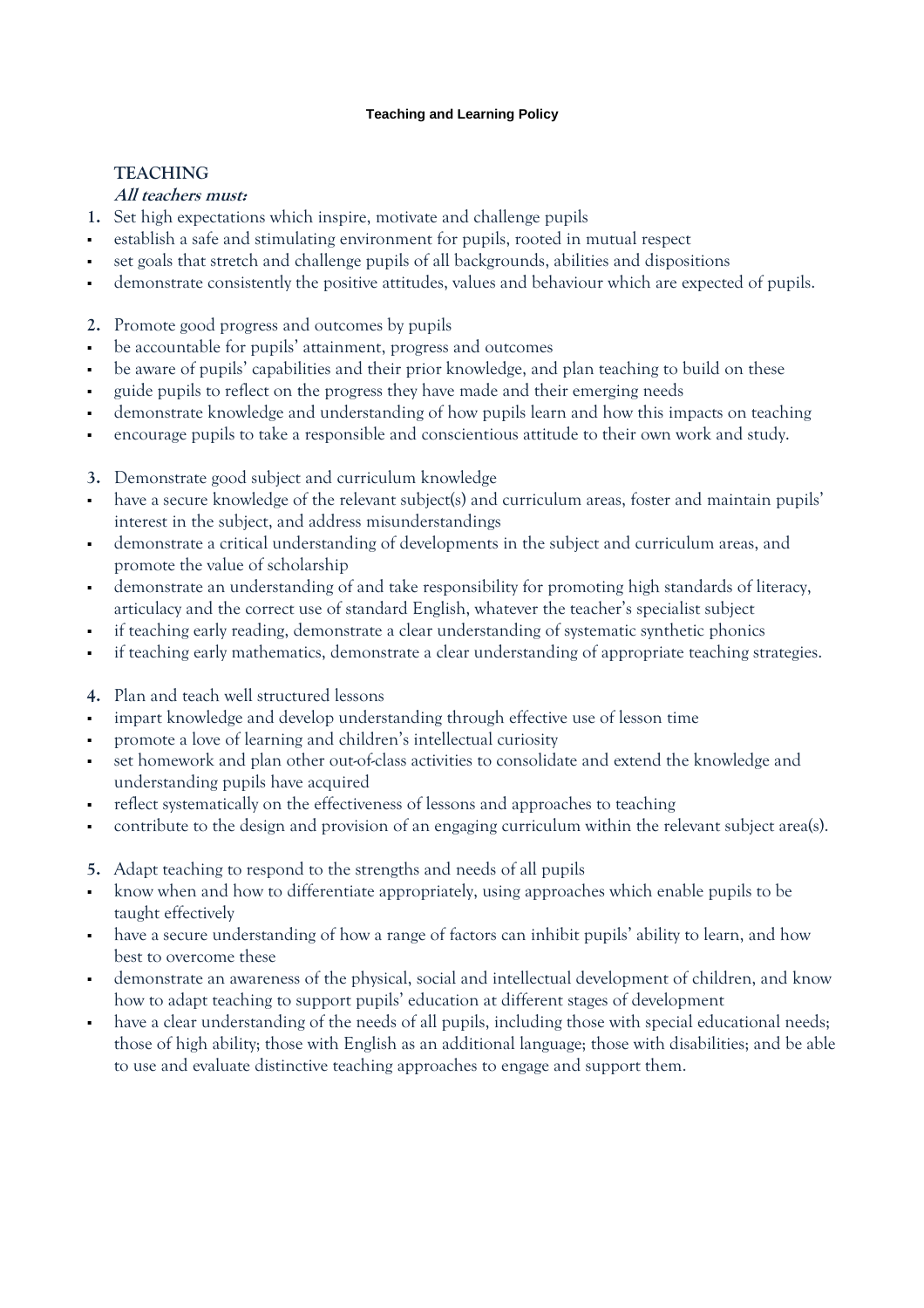**Teaching and Learning Policy**

## TEACHING

***All teachers must:***

1. Set high expectations which inspire, motivate and challenge pupils

- establish a safe and stimulating environment for pupils, rooted in mutual respect
- set goals that stretch and challenge pupils of all backgrounds, abilities and dispositions
- demonstrate consistently the positive attitudes, values and behaviour which are expected of pupils.

2. Promote good progress and outcomes by pupils

- be accountable for pupils' attainment, progress and outcomes
- be aware of pupils' capabilities and their prior knowledge, and plan teaching to build on these
- guide pupils to reflect on the progress they have made and their emerging needs
- demonstrate knowledge and understanding of how pupils learn and how this impacts on teaching
- encourage pupils to take a responsible and conscientious attitude to their own work and study.

3. Demonstrate good subject and curriculum knowledge

- have a secure knowledge of the relevant subject(s) and curriculum areas, foster and maintain pupils' interest in the subject, and address misunderstandings
- demonstrate a critical understanding of developments in the subject and curriculum areas, and promote the value of scholarship
- demonstrate an understanding of and take responsibility for promoting high standards of literacy, articulacy and the correct use of standard English, whatever the teacher's specialist subject
- if teaching early reading, demonstrate a clear understanding of systematic synthetic phonics
- if teaching early mathematics, demonstrate a clear understanding of appropriate teaching strategies.

4. Plan and teach well structured lessons

- impart knowledge and develop understanding through effective use of lesson time
- promote a love of learning and children's intellectual curiosity
- set homework and plan other out-of-class activities to consolidate and extend the knowledge and understanding pupils have acquired
- reflect systematically on the effectiveness of lessons and approaches to teaching
- contribute to the design and provision of an engaging curriculum within the relevant subject area(s).

5. Adapt teaching to respond to the strengths and needs of all pupils

- know when and how to differentiate appropriately, using approaches which enable pupils to be taught effectively
- have a secure understanding of how a range of factors can inhibit pupils' ability to learn, and how best to overcome these
- demonstrate an awareness of the physical, social and intellectual development of children, and know how to adapt teaching to support pupils' education at different stages of development
- have a clear understanding of the needs of all pupils, including those with special educational needs; those of high ability; those with English as an additional language; those with disabilities; and be able to use and evaluate distinctive teaching approaches to engage and support them.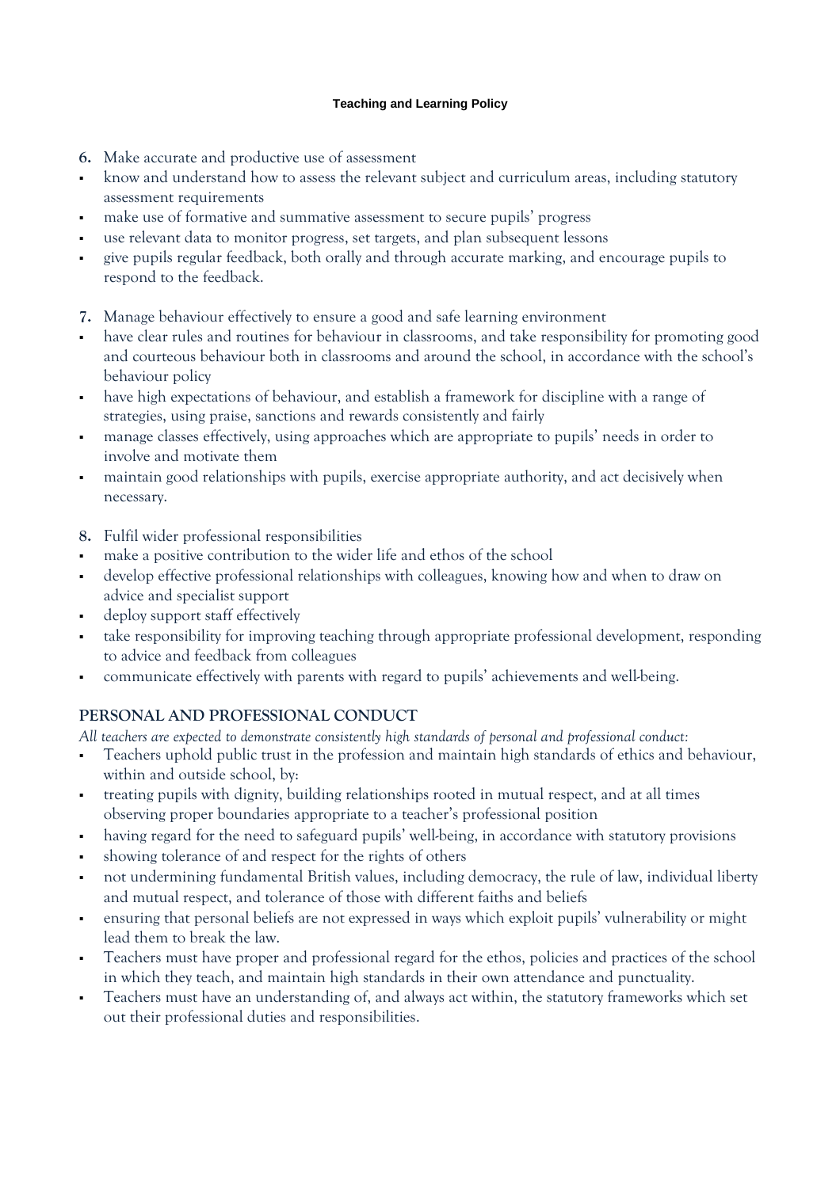6. Make accurate and productive use of assessment
   - know and understand how to assess the relevant subject and curriculum areas, including statutory assessment requirements
   - make use of formative and summative assessment to secure pupils' progress
   - use relevant data to monitor progress, set targets, and plan subsequent lessons
   - give pupils regular feedback, both orally and through accurate marking, and encourage pupils to respond to the feedback.

7. Manage behaviour effectively to ensure a good and safe learning environment
   - have clear rules and routines for behaviour in classrooms, and take responsibility for promoting good and courteous behaviour both in classrooms and around the school, in accordance with the school's behaviour policy
   - have high expectations of behaviour, and establish a framework for discipline with a range of strategies, using praise, sanctions and rewards consistently and fairly
   - manage classes effectively, using approaches which are appropriate to pupils' needs in order to involve and motivate them
   - maintain good relationships with pupils, exercise appropriate authority, and act decisively when necessary.

8. Fulfil wider professional responsibilities
   - make a positive contribution to the wider life and ethos of the school
   - develop effective professional relationships with colleagues, knowing how and when to draw on advice and specialist support
   - deploy support staff effectively
   - take responsibility for improving teaching through appropriate professional development, responding to advice and feedback from colleagues
   - communicate effectively with parents with regard to pupils' achievements and well-being.

## PERSONAL AND PROFESSIONAL CONDUCT

*All teachers are expected to demonstrate consistently high standards of personal and professional conduct*:

- Teachers uphold public trust in the profession and maintain high standards of ethics and behaviour, within and outside school, by:
- treating pupils with dignity, building relationships rooted in mutual respect, and at all times observing proper boundaries appropriate to a teacher's professional position
- having regard for the need to safeguard pupils' well-being, in accordance with statutory provisions
- showing tolerance of and respect for the rights of others
- not undermining fundamental British values, including democracy, the rule of law, individual liberty and mutual respect, and tolerance of those with different faiths and beliefs
- ensuring that personal beliefs are not expressed in ways which exploit pupils' vulnerability or might lead them to break the law.
- Teachers must have proper and professional regard for the ethos, policies and practices of the school in which they teach, and maintain high standards in their own attendance and punctuality.
- Teachers must have an understanding of, and always act within, the statutory frameworks which set out their professional duties and responsibilities.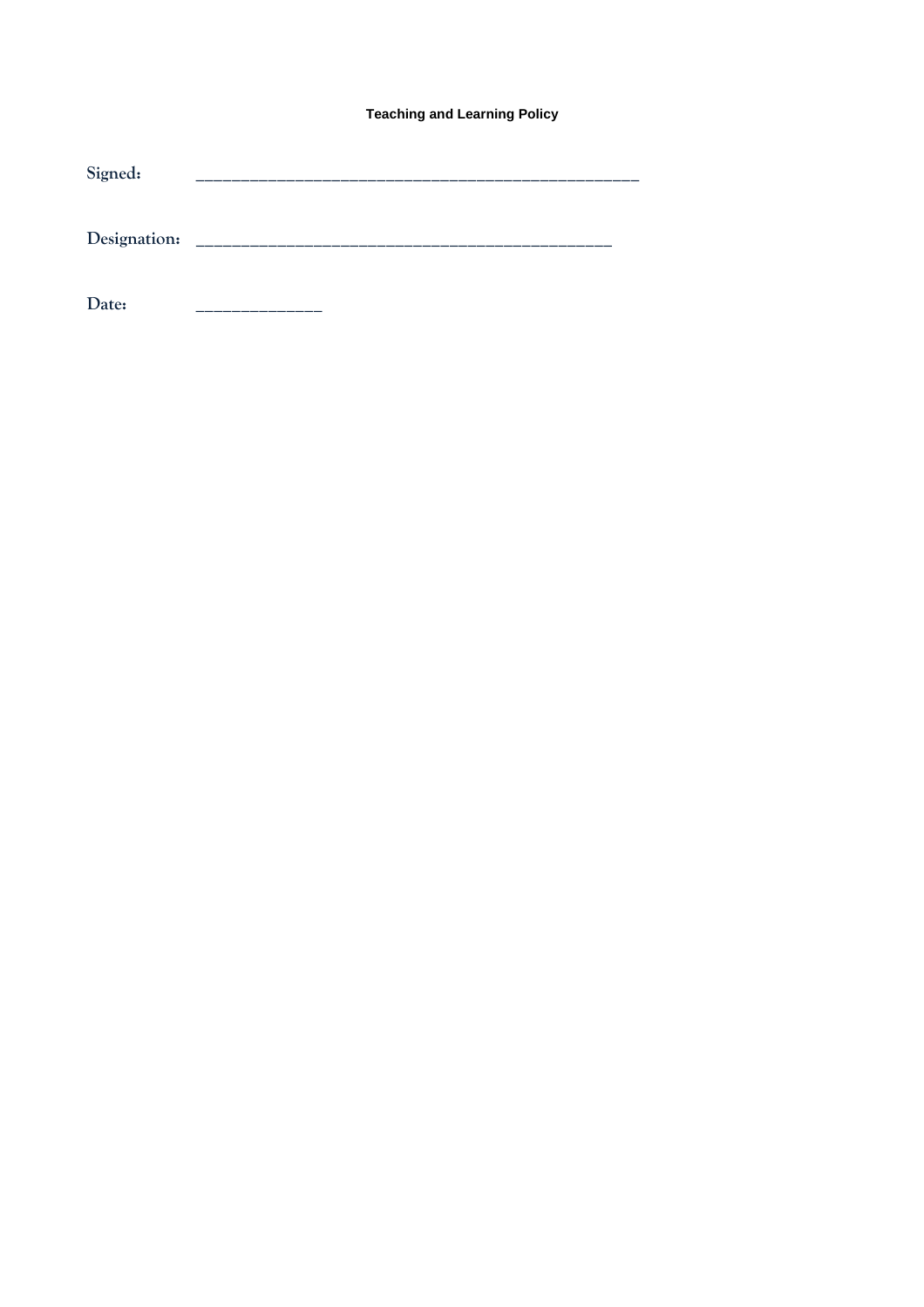**Signed:** ________________________________________________

**Designation:** _____________________________________________

**Date:** _____________